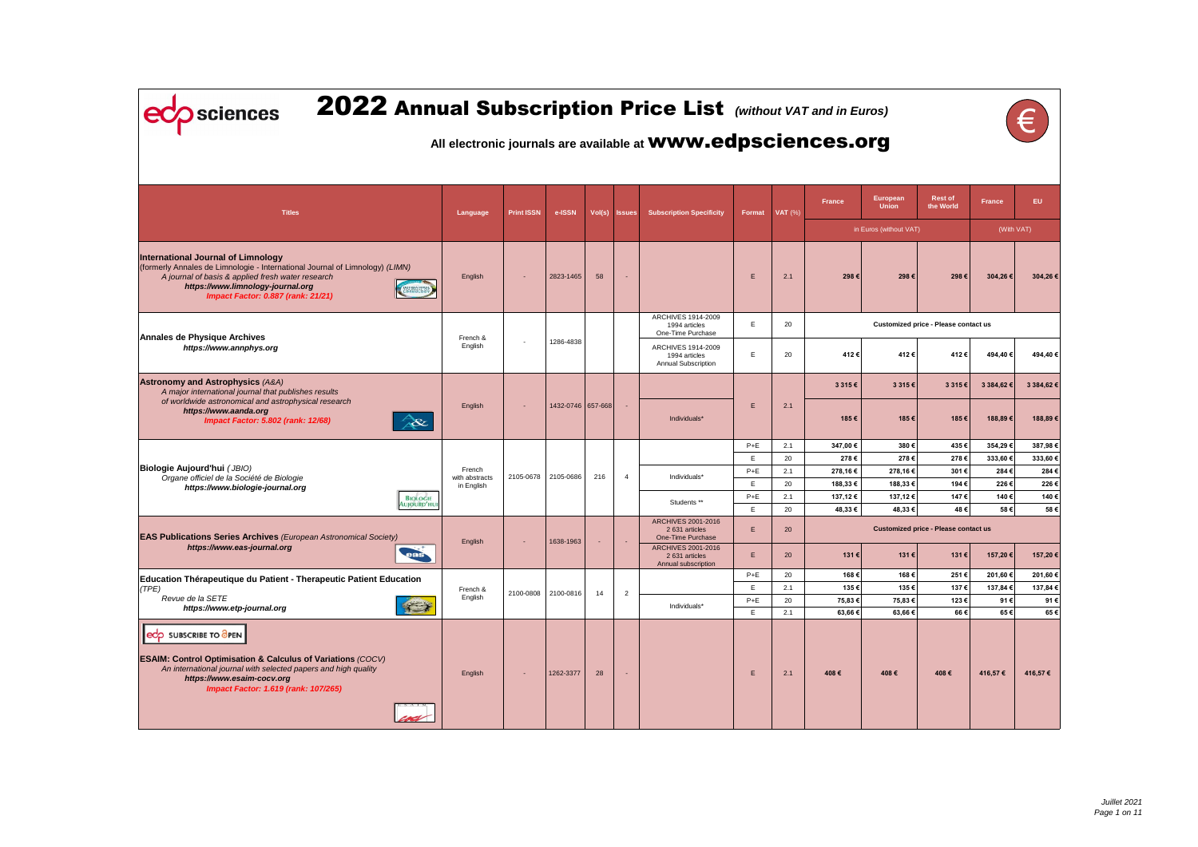# 2022 Annual Subscription Price List *(without VAT and in Euros)*

## All electronic journals are available at www.edpsciences.org

| Titles | Language | Print ISSN | e-ISSN | Vol(s) | Issues | Subscription Specificity | Format | VAT (%) | France | European Union | Rest of the World | France | EU |
|---|---|---|---|---|---|---|---|---|---|---|---|---|---|
| | | | | | | | | | in Euros (without VAT) | | | (With VAT) | |
| **International Journal of Limnology** (formerly Annales de Limnologie - International Journal of Limnology) *(LIMN)* *A journal of basis & applied fresh water research* ***https://www.limnology-journal.org*** ***Impact Factor: 0.887 (rank: 21/21)*** | English | - | 2823-1465 | 58 | - | | E | 2.1 | 298 € | 298 € | 298 € | 304,26 € | 304,26 € |
| **Annales de Physique Archives** ***https://www.annphys.org*** | French & English | - | 1286-4838 | | | ARCHIVES 1914-2009 1994 articles One-Time Purchase | E | 20 | Customized price - Please contact us | | | | |
| | | | | | | ARCHIVES 1914-2009 1994 articles Annual Subscription | E | 20 | 412 € | 412 € | 412 € | 494,40 € | 494,40 € |
| **Astronomy and Astrophysics** *(A&A)* *A major international journal that publishes results of worldwide astronomical and astrophysical research* ***https://www.aanda.org*** ***Impact Factor: 5.802 (rank: 12/68)*** | English | - | 1432-0746 | 657-668 | - | | E | 2.1 | 3 315 € | 3 315 € | 3 315 € | 3 384,62 € | 3 384,62 € |
| | | | | | | Individuals* | E | 2.1 | 185 € | 185 € | 185 € | 188,89 € | 188,89 € |
| **Biologie Aujourd'hui** *(JBIO)* *Organe officiel de la Société de Biologie* ***https://www.biologie-journal.org*** | French with abstracts in English | 2105-0678 | 2105-0686 | 216 | 4 | | P+E | 2.1 | 347,00 € | 380 € | 435 € | 354,29 € | 387,98 € |
| | | | | | | | E | 20 | 278 € | 278 € | 278 € | 333,60 € | 333,60 € |
| | | | | | | Individuals* | P+E | 2.1 | 278,16 € | 278,16 € | 301 € | 284 € | 284 € |
| | | | | | | | E | 20 | 188,33 € | 188,33 € | 194 € | 226 € | 226 € |
| | | | | | | Students ** | P+E | 2.1 | 137,12 € | 137,12 € | 147 € | 140 € | 140 € |
| | | | | | | | E | 20 | 48,33 € | 48,33 € | 48 € | 58 € | 58 € |
| **EAS Publications Series Archives** *(European Astronomical Society)* ***https://www.eas-journal.org*** | English | - | 1638-1963 | - | - | ARCHIVES 2001-2016 2 631 articles One-Time Purchase | E | 20 | Customized price - Please contact us | | | | |
| | | | | | | ARCHIVES 2001-2016 2 631 articles Annual subscription | E | 20 | 131 € | 131 € | 131 € | 157,20 € | 157,20 € |
| **Education Thérapeutique du Patient - Therapeutic Patient Education** *(TPE)* *Revue de la SETE* ***https://www.etp-journal.org*** | French & English | 2100-0808 | 2100-0816 | 14 | 2 | | P+E | 20 | 168 € | 168 € | 251 € | 201,60 € | 201,60 € |
| | | | | | | | E | 2.1 | 135 € | 135 € | 137 € | 137,84 € | 137,84 € |
| | | | | | | Individuals* | P+E | 20 | 75,83 € | 75,83 € | 123 € | 91 € | 91 € |
| | | | | | | | E | 2.1 | 63,66 € | 63,66 € | 66 € | 65 € | 65 € |
| SUBSCRIBE TO OPEN **ESAIM: Control Optimisation & Calculus of Variations** *(COCV)* *An international journal with selected papers and high quality* ***https://www.esaim-cocv.org*** ***Impact Factor: 1.619 (rank: 107/265)*** | English | - | 1262-3377 | 28 | - | | E | 2.1 | 408 € | 408 € | 408 € | 416,57 € | 416,57 € |

*Juillet 2021*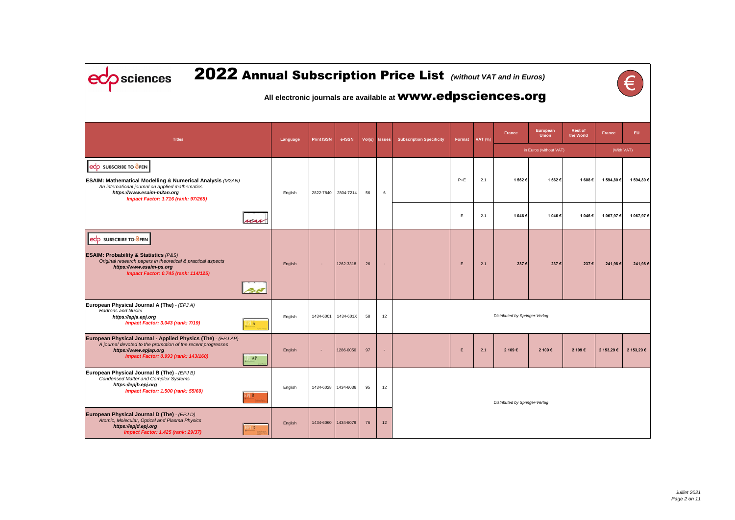# 2022 Annual Subscription Price List *(without VAT and in Euros)*

**All electronic journals are available at www.edpsciences.org**

| Titles | Language | Print ISSN | e-ISSN | Vol(s) | Issues | Subscription Specificity | Format | VAT (%) | France | European Union | Rest of the World | France | EU |
|---|---|---|---|---|---|---|---|---|---|---|---|---|---|
| | | | | | | | | | in Euros (without VAT) | | | (With VAT) | |
| SUBSCRIBE TO OPEN **ESAIM: Mathematical Modelling & Numerical Analysis** *(M2AN)* *An international journal on applied mathematics* ***https://www.esaim-m2an.org*** ***Impact Factor: 1.716 (rank: 97/265)*** | English | 2822-7840 | 2804-7214 | 56 | 6 | | P+E | 2.1 | **1 562 €** | **1 562 €** | **1 608 €** | **1 594,80 €** | **1 594,80 €** |
| | | | | | | | E | 2.1 | **1 046 €** | **1 046 €** | **1 046 €** | **1 067,97 €** | **1 067,97 €** |
| SUBSCRIBE TO OPEN **ESAIM: Probability & Statistics** *(P&S)* *Original research papers in theoretical & practical aspects* ***https://www.esaim-ps.org*** ***Impact Factor: 0.745 (rank: 114/125)*** | English | - | 1262-3318 | 26 | - | | E | 2.1 | **237 €** | **237 €** | **237 €** | **241,98 €** | **241,98 €** |
| **European Physical Journal A (The)** - *(EPJ A)* *Hadrons and Nuclei* ***https://epja.epj.org*** ***Impact Factor: 3.043 (rank: 7/19)*** | English | 1434-6001 | 1434-601X | 58 | 12 | *Distributed by Springer-Verlag* | | | | | | | |
| **European Physical Journal - Applied Physics (The)** - *(EPJ AP)* *A journal devoted to the promotion of the recent progresses* ***https://www.epjap.org*** ***Impact Factor: 0.993 (rank: 143/160)*** | English | - | 1286-0050 | 97 | - | | E | 2.1 | **2 109 €** | **2 109 €** | **2 109 €** | **2 153,29 €** | **2 153,29 €** |
| **European Physical Journal B (The)** - *(EPJ B)* *Condensed Matter and Complex Systems* ***https://epjb.epj.org*** ***Impact Factor: 1.500 (rank: 55/69)*** | English | 1434-6028 | 1434-6036 | 95 | 12 | *Distributed by Springer-Verlag* | | | | | | | |
| **European Physical Journal D (The)** - *(EPJ D)* *Atomic, Molecular, Optical and Plasma Physics* ***https://epjd.epj.org*** ***Impact Factor: 1.425 (rank: 29/37)*** | English | 1434-6060 | 1434-6079 | 76 | 12 | *Distributed by Springer-Verlag* | | | | | | | |

*Juillet 2021*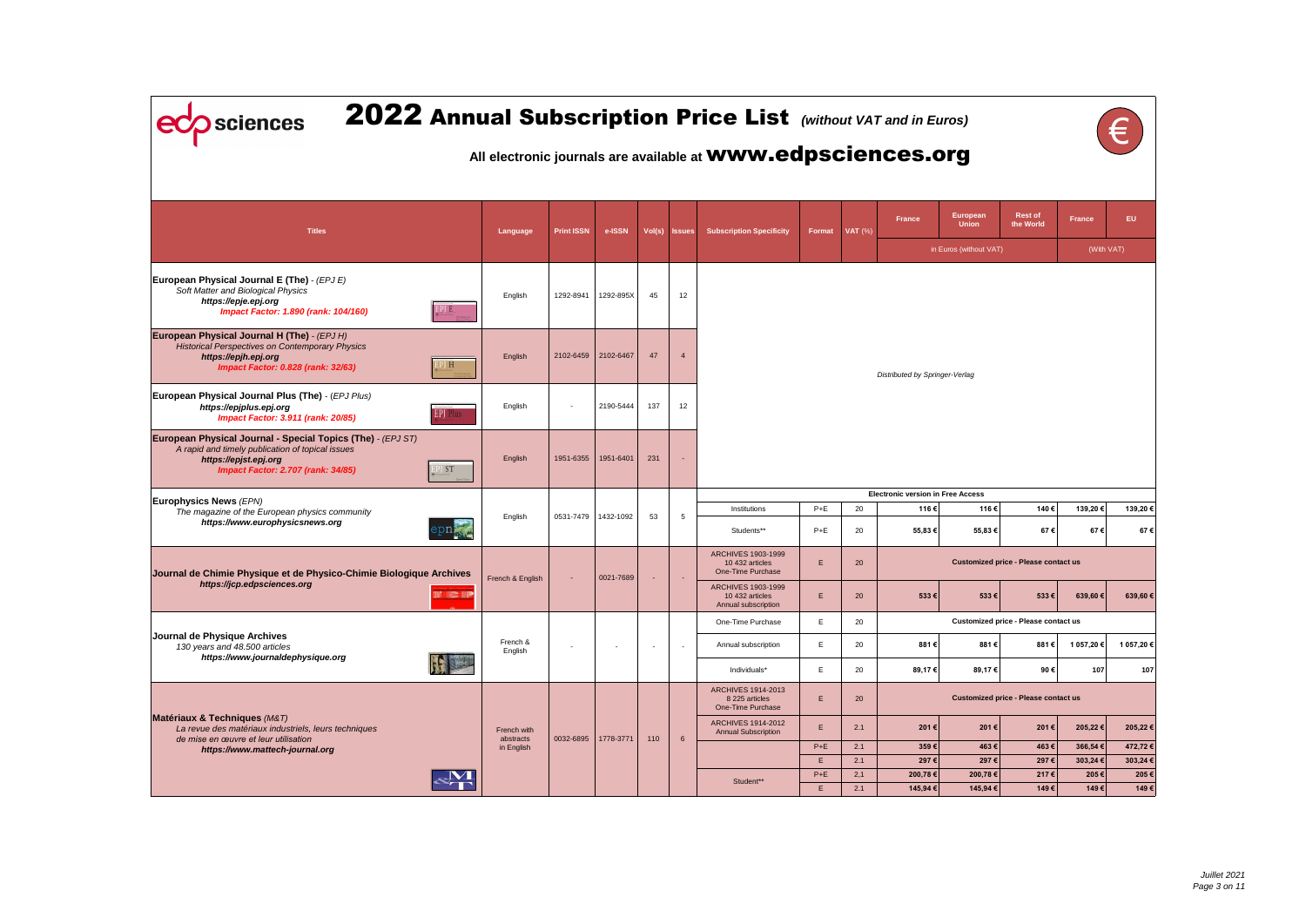# 2022 Annual Subscription Price List *(without VAT and in Euros)*

**All electronic journals are available at www.edpsciences.org**

| Titles | Language | Print ISSN | e-ISSN | Vol(s) | Issues | Subscription Specificity | Format | VAT (%) | France | European Union | Rest of the World | France | EU |
|---|---|---|---|---|---|---|---|---|---|---|---|---|---|
| | | | | | | | | | in Euros (without VAT) | | | (With VAT) | |
| **European Physical Journal E (The)** - *(EPJ E)* *Soft Matter and Biological Physics* ***https://epje.epj.org*** ***Impact Factor: 1.890 (rank: 104/160)*** | English | 1292-8941 | 1292-895X | 45 | 12 | *Distributed by Springer-Verlag* | | | | | | | |
| **European Physical Journal H (The)** - *(EPJ H)* *Historical Perspectives on Contemporary Physics* ***https://epjh.epj.org*** ***Impact Factor: 0.828 (rank: 32/63)*** | English | 2102-6459 | 2102-6467 | 47 | 4 | *Distributed by Springer-Verlag* | | | | | | | |
| **European Physical Journal Plus (The)** - *(EPJ Plus)* ***https://epjplus.epj.org*** ***Impact Factor: 3.911 (rank: 20/85)*** | English | - | 2190-5444 | 137 | 12 | *Distributed by Springer-Verlag* | | | | | | | |
| **European Physical Journal - Special Topics (The)** - *(EPJ ST)* *A rapid and timely publication of topical issues* ***https://epjst.epj.org*** ***Impact Factor: 2.707 (rank: 34/85)*** | English | 1951-6355 | 1951-6401 | 231 | - | *Distributed by Springer-Verlag* | | | | | | | |
| **Europhysics News** *(EPN)* *The magazine of the European physics community* ***https://www.europhysicsnews.org*** | English | 0531-7479 | 1432-1092 | 53 | 5 | **Electronic version in Free Access** | | | | | | | |
| | | | | | | Institutions | P+E | 20 | **116 €** | **116 €** | **140 €** | **139,20 €** | **139,20 €** |
| | | | | | | Students** | P+E | 20 | **55,83 €** | **55,83 €** | **67 €** | **67 €** | **67 €** |
| **Journal de Chimie Physique et de Physico-Chimie Biologique Archives** ***https://jcp.edpsciences.org*** | French & English | - | 0021-7689 | - | - | ARCHIVES 1903-1999 10 432 articles One-Time Purchase | E | 20 | **Customized price - Please contact us** | | | | |
| | | | | | | ARCHIVES 1903-1999 10 432 articles Annual subscription | E | 20 | **533 €** | **533 €** | **533 €** | **639,60 €** | **639,60 €** |
| **Journal de Physique Archives** *130 years and 48.500 articles* ***https://www.journaldephysique.org*** | French & English | - | - | - | - | One-Time Purchase | E | 20 | **Customized price - Please contact us** | | | | |
| | | | | | | Annual subscription | E | 20 | **881 €** | **881 €** | **881 €** | **1 057,20 €** | **1 057,20 €** |
| | | | | | | Individuals* | E | 20 | **89,17 €** | **89,17 €** | **90 €** | **107** | **107** |
| **Matériaux & Techniques** *(M&T)* *La revue des matériaux industriels, leurs techniques de mise en œuvre et leur utilisation* ***https://www.mattech-journal.org*** | French with abstracts in English | 0032-6895 | 1778-3771 | 110 | 6 | ARCHIVES 1914-2013 8 225 articles One-Time Purchase | E | 20 | **Customized price - Please contact us** | | | | |
| | | | | | | ARCHIVES 1914-2012 Annual Subscription | E | 2.1 | **201 €** | **201 €** | **201 €** | **205,22 €** | **205,22 €** |
| | | | | | | | P+E | 2.1 | **359 €** | **463 €** | **463 €** | **366,54 €** | **472,72 €** |
| | | | | | | | E | 2.1 | **297 €** | **297 €** | **297 €** | **303,24 €** | **303,24 €** |
| | | | | | | Student** | P+E | 2.1 | **200,78 €** | **200,78 €** | **217 €** | **205 €** | **205 €** |
| | | | | | | | E | 2.1 | **145,94 €** | **145,94 €** | **149 €** | **149 €** | **149 €** |

*Juillet 2021*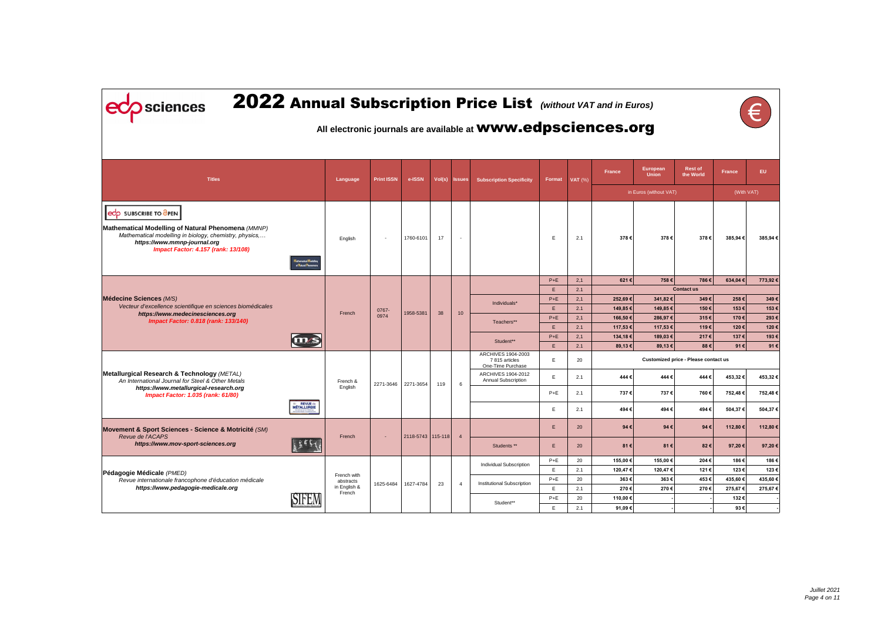# 2022 Annual Subscription Price List *(without VAT and in Euros)*

**All electronic journals are available at www.edpsciences.org**

| Titles | Language | Print ISSN | e-ISSN | Vol(s) | Issues | Subscription Specificity | Format | VAT (%) | France | European Union | Rest of the World | France | EU |
|---|---|---|---|---|---|---|---|---|---|---|---|---|---|
| | | | | | | | | | in Euros (without VAT) | | | (With VAT) | |
| SUBSCRIBE TO OPEN **Mathematical Modelling of Natural Phenomena** *(MMNP)* *Mathematical modelling in biology, chemistry, physics,…* ***https://www.mmnp-journal.org*** ***Impact Factor: 4.157 (rank: 13/108)*** | English | - | 1760-6101 | 17 | - | | E | 2.1 | 378 € | 378 € | 378 € | 385,94 € | 385,94 € |
| **Médecine Sciences** *(M/S)* *Vecteur d'excellence scientifique en sciences biomédicales* ***https://www.medecinesciences.org*** ***Impact Factor: 0.818 (rank: 133/140)*** | French | 0767-0974 | 1958-5381 | 38 | 10 | | P+E | 2.1 | 621 € | 758 € | 786 € | 634,04 € | 773,92 € |
| | | | | | | | E | 2.1 | Contact us | | | | |
| | | | | | | Individuals* | P+E | 2.1 | 252,69 € | 341,82 € | 349 € | 258 € | 349 € |
| | | | | | | | E | 2.1 | 149,85 € | 149,85 € | 150 € | 153 € | 153 € |
| | | | | | | Teachers** | P+E | 2.1 | 166,50 € | 286,97 € | 315 € | 170 € | 293 € |
| | | | | | | | E | 2.1 | 117,53 € | 117,53 € | 119 € | 120 € | 120 € |
| | | | | | | Student** | P+E | 2.1 | 134,18 € | 189,03 € | 217 € | 137 € | 193 € |
| | | | | | | | E | 2.1 | 89,13 € | 89,13 € | 88 € | 91 € | 91 € |
| **Metallurgical Research & Technology** *(METAL)* *An International Journal for Steel & Other Metals* ***https://www.metallurgical-research.org*** ***Impact Factor: 1.035 (rank: 61/80)*** | French & English | 2271-3646 | 2271-3654 | 119 | 6 | ARCHIVES 1904-2003 7 815 articles One-Time Purchase | E | 20 | Customized price - Please contact us | | | | |
| | | | | | | ARCHIVES 1904-2012 Annual Subscription | E | 2.1 | 444 € | 444 € | 444 € | 453,32 € | 453,32 € |
| | | | | | | | P+E | 2.1 | 737 € | 737 € | 760 € | 752,48 € | 752,48 € |
| | | | | | | | E | 2.1 | 494 € | 494 € | 494 € | 504,37 € | 504,37 € |
| **Movement & Sport Sciences - Science & Motricité** *(SM)* *Revue de l'ACAPS* ***https://www.mov-sport-sciences.org*** | French | - | 2118-5743 | 115-118 | 4 | | E | 20 | 94 € | 94 € | 94 € | 112,80 € | 112,80 € |
| | | | | | | Students ** | E | 20 | 81 € | 81 € | 82 € | 97,20 € | 97,20 € |
| **Pédagogie Médicale** *(PMED)* *Revue internationale francophone d'éducation médicale* ***https://www.pedagogie-medicale.org*** | French with abstracts in English & French | 1625-6484 | 1627-4784 | 23 | 4 | Individual Subscription | P+E | 20 | 155,00 € | 155,00 € | 204 € | 186 € | 186 € |
| | | | | | | | E | 2.1 | 120,47 € | 120,47 € | 121 € | 123 € | 123 € |
| | | | | | | Institutional Subscription | P+E | 20 | 363 € | 363 € | 453 € | 435,60 € | 435,60 € |
| | | | | | | | E | 2.1 | 270 € | 270 € | 270 € | 275,67 € | 275,67 € |
| | | | | | | Student** | P+E | 20 | 110,00 € | - | - | 132 € | - |
| | | | | | | | E | 2.1 | 91,09 € | - | - | 93 € | - |

*Juillet 2021*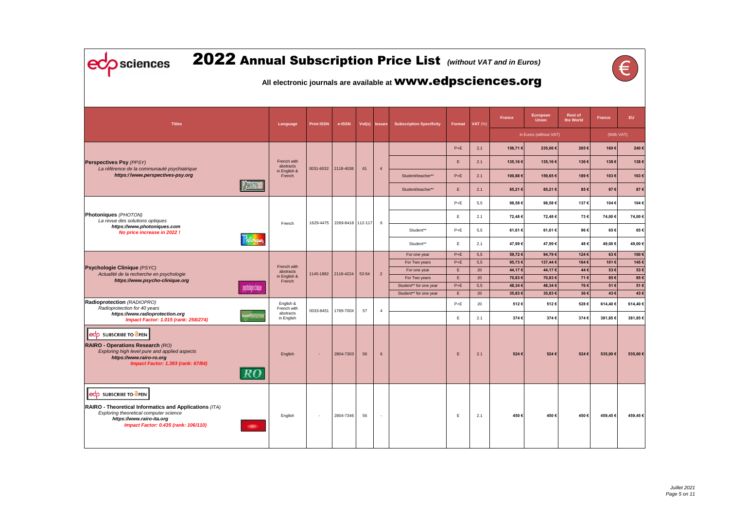# 2022 Annual Subscription Price List *(without VAT and in Euros)*

**All electronic journals are available at www.edpsciences.org**

| Titles | Language | Print ISSN | e-ISSN | Vol(s) | Issues | Subscription Specificity | Format | VAT (%) | France | European Union | Rest of the World | France | EU |
|---|---|---|---|---|---|---|---|---|---|---|---|---|---|
| | | | | | | | | | in Euros (without VAT) | | | (With VAT) | |
| **Perspectives Psy** *(PPSY)* *La référence de la communauté psychiatrique* ***https://www.perspectives-psy.org*** | French with abstracts in English & French | 0031-6032 | 2118-4038 | 61 | 4 | | P+E | 2.1 | 156,71 € | 235,06 € | 265 € | 160 € | 240 € |
| | | | | | | | E | 2.1 | 135,16 € | 135,16 € | 136 € | 138 € | 138 € |
| | | | | | | Student/teacher** | P+E | 2.1 | 100,88 € | 159,65 € | 189 € | 103 € | 163 € |
| | | | | | | Student/teacher** | E | 2.1 | 85,21 € | 85,21 € | 85 € | 87 € | 87 € |
| **Photoniques** *(PHOTON)* *La revue des solutions optiques* ***https://www.photoniques.com*** ***No price increase in 2022 !*** | French | 1629-4475 | 2269-8418 | 112-117 | 6 | | P+E | 5,5 | 98,58 € | 98,58 € | 137 € | 104 € | 104 € |
| | | | | | | | E | 2.1 | 72,48 € | 72,48 € | 73 € | 74,00 € | 74,00 € |
| | | | | | | Student** | P+E | 5,5 | 61,61 € | 61,61 € | 96 € | 65 € | 65 € |
| | | | | | | Student** | E | 2.1 | 47,99 € | 47,99 € | 48 € | 49,00 € | 49,00 € |
| **Psychologie Clinique** *(PSYC)* *Actualité de la recherche en psychologie* ***https://www.psycho-clinique.org*** | French with abstracts in English & French | 1145-1882 | 2118-4224 | 53-54 | 2 | For one year | P+E | 5,5 | 59,72 € | 94,79 € | 124 € | 63 € | 100 € |
| | | | | | | For Two years | P+E | 5,5 | 95,73 € | 137,44 € | 164 € | 101 € | 145 € |
| | | | | | | For one year | E | 20 | 44,17 € | 44,17 € | 44 € | 53 € | 53 € |
| | | | | | | For Two years | E | 20 | 70,83 € | 70,83 € | 71 € | 85 € | 85 € |
| | | | | | | Student** for one year | P+E | 5,5 | 48,34 € | 48,34 € | 76 € | 51 € | 51 € |
| | | | | | | Student** for one year | E | 20 | 35,83 € | 35,83 € | 36 € | 43 € | 43 € |
| **Radioprotection** *(RADIOPRO)* *Radioprotection for 40 years* ***https://www.radioprotection.org*** ***Impact Factor: 1.015 (rank: 258/274)*** | English & French with abstracts in English | 0033-8451 | 1769-700X | 57 | 4 | | P+E | 20 | 512 € | 512 € | 528 € | 614,40 € | 614,40 € |
| | | | | | | | E | 2.1 | 374 € | 374 € | 374 € | 381,85 € | 381,85 € |
| SUBSCRIBE TO OPEN **RAIRO - Operations Research** *(RO)* *Exploring high level pure and applied aspects* ***https://www.rairo-ro.org*** ***Impact Factor: 1.393 (rank: 67/84)*** | English | - | 2804-7303 | 56 | 6 | | E | 2.1 | 524 € | 524 € | 524 € | 535,00 € | 535,00 € |
| SUBSCRIBE TO OPEN **RAIRO - Theoretical Informatics and Applications** *(ITA)* *Exploring theoretical computer science* ***https://www.rairo-ita.org*** ***Impact Factor: 0.435 (rank: 106/110)*** | English | - | 2804-7346 | 56 | - | | E | 2.1 | 450 € | 450 € | 450 € | 459,45 € | 459,45 € |

*Juillet 2021*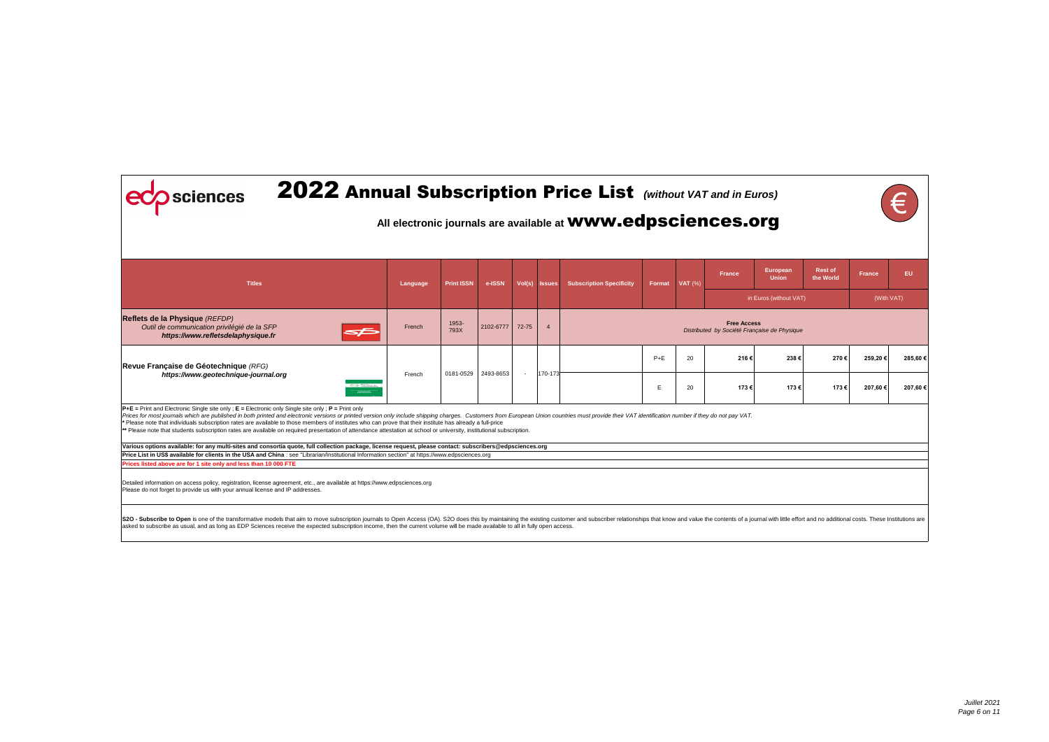# 2022 Annual Subscription Price List *(without VAT and in Euros)*

## All electronic journals are available at www.edpsciences.org

| Titles | Language | Print ISSN | e-ISSN | Vol(s) | Issues | Subscription Specificity | Format | VAT (%) | France | European Union | Rest of the World | France | EU |
|---|---|---|---|---|---|---|---|---|---|---|---|---|---|
| | | | | | | | | | in Euros (without VAT) | | | (With VAT) | |
| **Reflets de la Physique** *(REFDP)* *Outil de communication privilégié de la SFP* ***https://www.refletsdelaphysique.fr*** | French | 1953-793X | 2102-6777 | 72-75 | 4 | **Free Access** *Distributed by Société Française de Physique* | | | | | | | |
| **Revue Française de Géotechnique** *(RFG)* ***https://www.geotechnique-journal.org*** | French | 0181-0529 | 2493-8653 | - | 170-173 | | P+E | 20 | **216 €** | **238 €** | **270 €** | **259,20 €** | **285,60 €** |
| | | | | | | | E | 20 | **173 €** | **173 €** | **173 €** | **207,60 €** | **207,60 €** |

**P+E =** Print and Electronic Single site only ; **E =** Electronic only Single site only ; **P =** Print only

*Prices for most journals which are published in both printed and electronic versions or printed version only include shipping charges. Customers from European Union countries must provide their VAT identification number if they do not pay VAT.*

**\*** Please note that individuals subscription rates are available to those members of institutes who can prove that their institute has already a full-price

**\*\*** Please note that students subscription rates are available on required presentation of attendance attestation at school or university, institutional subscription.

**Various options available: for any multi-sites and consortia quote, full collection package, license request, please contact: subscribers@edpsciences.org**

**Price List in US$ available for clients in the USA and China** : see "Librarian/Institutional Information section" at https://www.edpsciences.org

**Prices listed above are for 1 site only and less than 10 000 FTE**

Detailed information on access policy, registration, license agreement, etc., are available at https://www.edpsciences.org
Please do not forget to provide us with your annual license and IP addresses.

**S2O - Subscribe to Open** is one of the transformative models that aim to move subscription journals to Open Access (OA). S2O does this by maintaining the existing customer and subscriber relationships that know and value the contents of a journal with little effort and no additional costs. These Institutions are asked to subscribe as usual, and as long as EDP Sciences receive the expected subscription income, then the current volume will be made available to all in fully open access.

*Juillet 2021*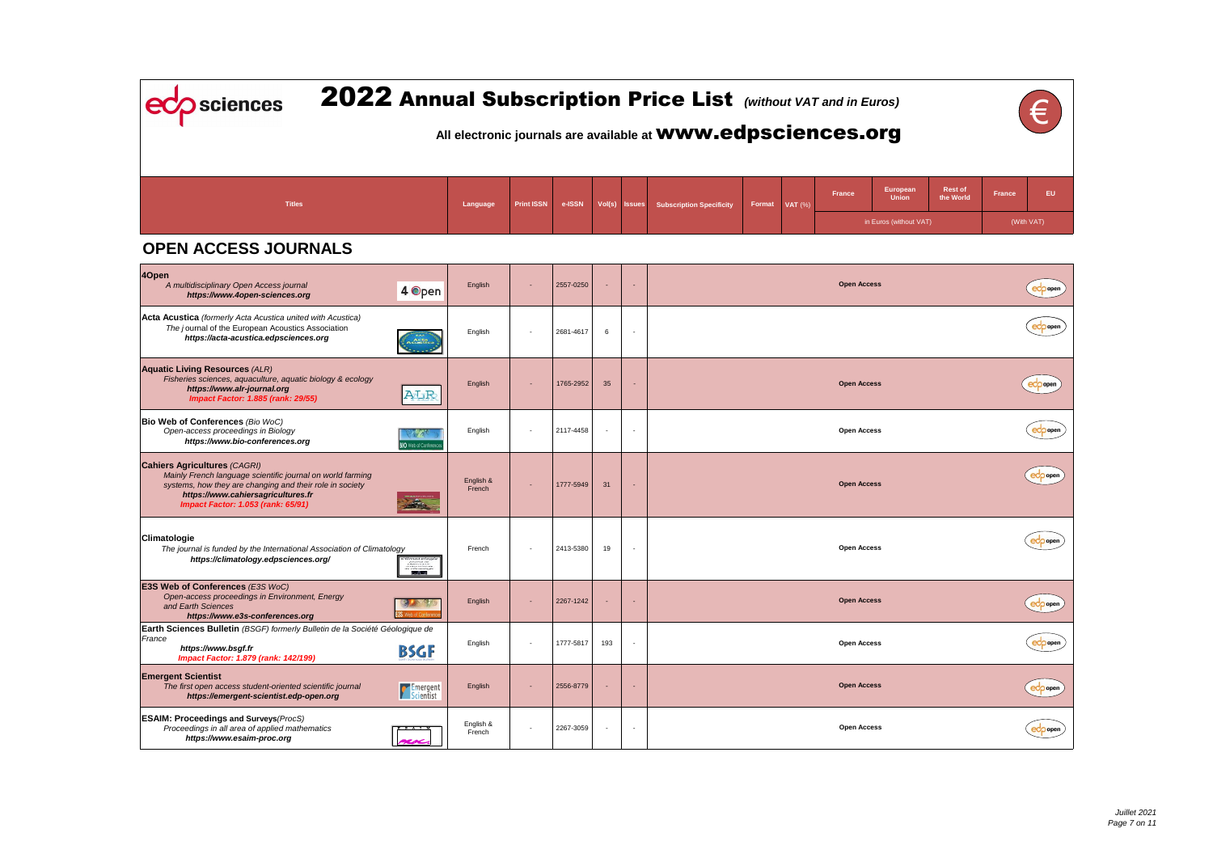# 2022 Annual Subscription Price List *(without VAT and in Euros)*

**All electronic journals are available at www.edpsciences.org**

| Titles | Language | Print ISSN | e-ISSN | Vol(s) | Issues | Subscription Specificity | Format | VAT (%) | France | European Union | Rest of the World | France | EU |
|---|---|---|---|---|---|---|---|---|---|---|---|---|---|
| | | | | | | | | | in Euros (without VAT) | | | (With VAT) | |

## OPEN ACCESS JOURNALS

| Titles | Language | Print ISSN | e-ISSN | Vol(s) | Issues | Subscription Specificity | Format | VAT (%) | France | European Union | Rest of the World | France | EU |
|---|---|---|---|---|---|---|---|---|---|---|---|---|---|
| **4Open** *A multidisciplinary Open Access journal* ***https://www.4open-sciences.org*** | English | - | 2557-0250 | - | - | | | | Open Access | | | | |
| **Acta Acustica** *(formerly Acta Acustica united with Acustica)* *The journal of the European Acoustics Association* ***https://acta-acustica.edpsciences.org*** | English | - | 2681-4617 | 6 | - | | | | | | | | |
| **Aquatic Living Resources** *(ALR)* *Fisheries sciences, aquaculture, aquatic biology & ecology* ***https://www.alr-journal.org*** ***Impact Factor: 1.885 (rank: 29/55)*** | English | - | 1765-2952 | 35 | - | | | | Open Access | | | | |
| **Bio Web of Conferences** *(Bio WoC)* *Open-access proceedings in Biology* ***https://www.bio-conferences.org*** | English | - | 2117-4458 | - | - | | | | Open Access | | | | |
| **Cahiers Agricultures** *(CAGRI)* *Mainly French language scientific journal on world farming systems, how they are changing and their role in society* ***https://www.cahiersagricultures.fr*** ***Impact Factor: 1.053 (rank: 65/91)*** | English & French | - | 1777-5949 | 31 | - | | | | Open Access | | | | |
| **Climatologie** *The journal is funded by the International Association of Climatology* ***https://climatology.edpsciences.org/*** | French | - | 2413-5380 | 19 | - | | | | Open Access | | | | |
| **E3S Web of Conferences** *(E3S WoC)* *Open-access proceedings in Environment, Energy and Earth Sciences* ***https://www.e3s-conferences.org*** | English | - | 2267-1242 | - | - | | | | Open Access | | | | |
| **Earth Sciences Bulletin** *(BSGF) formerly Bulletin de la Société Géologique de France* ***https://www.bsgf.fr*** ***Impact Factor: 1.879 (rank: 142/199)*** | English | - | 1777-5817 | 193 | - | | | | Open Access | | | | |
| **Emergent Scientist** *The first open access student-oriented scientific journal* ***https://emergent-scientist.edp-open.org*** | English | - | 2556-8779 | - | - | | | | Open Access | | | | |
| **ESAIM: Proceedings and Surveys***(ProcS)* *Proceedings in all area of applied mathematics* ***https://www.esaim-proc.org*** | English & French | - | 2267-3059 | - | - | | | | Open Access | | | | |

*Juillet 2021*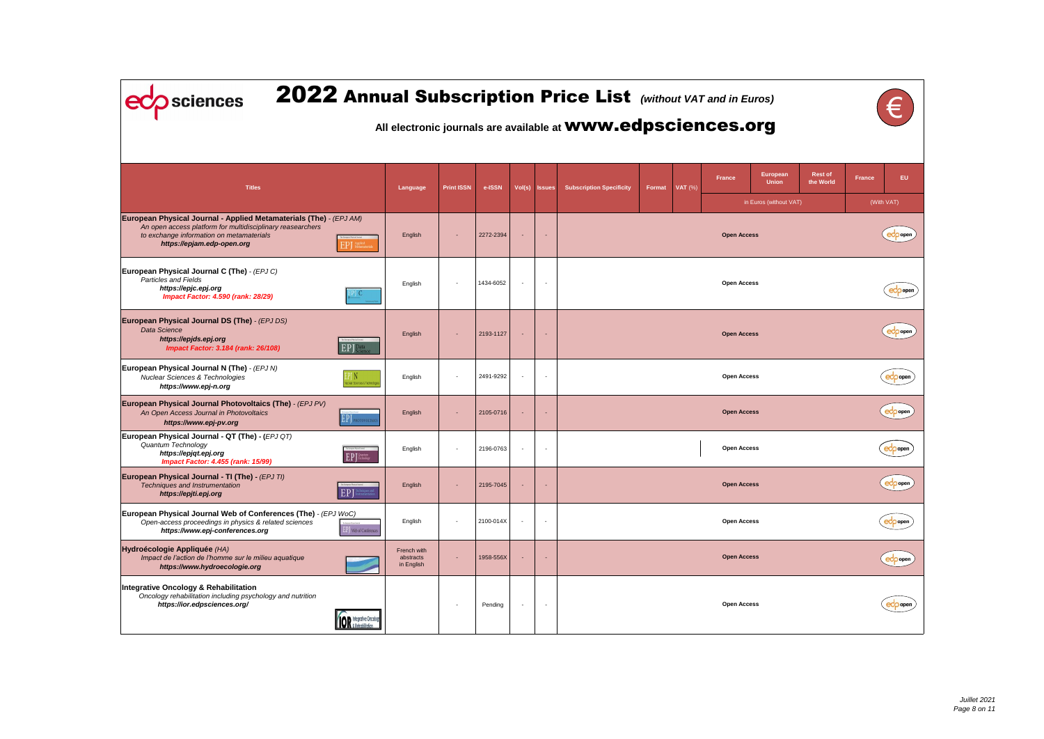# 2022 Annual Subscription Price List *(without VAT and in Euros)*

## All electronic journals are available at www.edpsciences.org

| Titles | Language | Print ISSN | e-ISSN | Vol(s) | Issues | Subscription Specificity | Format | VAT (%) | France | European Union | Rest of the World | France | EU |
|---|---|---|---|---|---|---|---|---|---|---|---|---|---|
| | | | | | | | | | in Euros (without VAT) | | | (With VAT) | |
| **European Physical Journal - Applied Metamaterials (The)** - *(EPJ AM)*<br>*An open access platform for multidisciplinary reasearchers to exchange information on metamaterials*<br>***https://epjam.edp-open.org*** | English | - | 2272-2394 | - | - | **Open Access** | | | | | | | |
| **European Physical Journal C (The)** - *(EPJ C)*<br>*Particles and Fields*<br>***https://epjc.epj.org***<br>***Impact Factor: 4.590 (rank: 28/29)*** | English | - | 1434-6052 | - | - | **Open Access** | | | | | | | |
| **European Physical Journal DS (The)** - *(EPJ DS)*<br>*Data Science*<br>***https://epjds.epj.org***<br>***Impact Factor: 3.184 (rank: 26/108)*** | English | - | 2193-1127 | - | - | **Open Access** | | | | | | | |
| **European Physical Journal N (The)** - *(EPJ N)*<br>*Nuclear Sciences & Technologies*<br>***https://www.epj-n.org*** | English | - | 2491-9292 | - | - | **Open Access** | | | | | | | |
| **European Physical Journal Photovoltaics (The)** - *(EPJ PV)*<br>*An Open Access Journal in Photovoltaics*<br>***https://www.epj-pv.org*** | English | - | 2105-0716 | - | - | **Open Access** | | | | | | | |
| **European Physical Journal - QT (The) - (***EPJ QT)*<br>*Quantum Technology*<br>***https://epjqt.epj.org***<br>***Impact Factor: 4.455 (rank: 15/99)*** | English | - | 2196-0763 | - | - | **Open Access** | | | | | | | |
| **European Physical Journal - TI (The)** - *(EPJ TI)*<br>*Techniques and Instrumentation*<br>***https://epjti.epj.org*** | English | - | 2195-7045 | - | - | **Open Access** | | | | | | | |
| **European Physical Journal Web of Conferences (The)** - *(EPJ WoC)*<br>*Open-access proceedings in physics & related sciences*<br>***https://www.epj-conferences.org*** | English | - | 2100-014X | - | - | **Open Access** | | | | | | | |
| **Hydroécologie Appliquée** *(HA)*<br>*Impact de l'action de l'homme sur le milieu aquatique*<br>***https://www.hydroecologie.org*** | French with abstracts in English | - | 1958-556X | - | - | **Open Access** | | | | | | | |
| **Integrative Oncology & Rehabilitation**<br>*Oncology rehabilitation including psychology and nutrition*<br>***https://ior.edpsciences.org/*** | | - | Pending | - | - | **Open Access** | | | | | | | |

*Juillet 2021*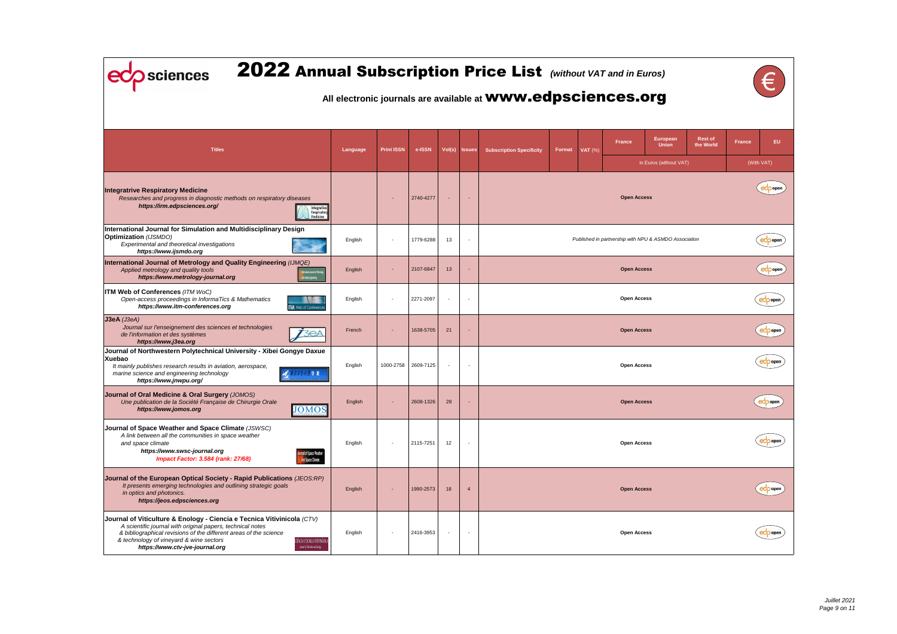# 2022 Annual Subscription Price List *(without VAT and in Euros)*

**All electronic journals are available at www.edpsciences.org**

| Titles | Language | Print ISSN | e-ISSN | Vol(s) | Issues | Subscription Specificity | Format | VAT (%) | France | European Union | Rest of the World | France | EU |
|---|---|---|---|---|---|---|---|---|---|---|---|---|---|
| | | | | | | | | | in Euros (without VAT) | | | (With VAT) | |
| **Integratrive Respiratory Medicine**<br>*Researches and progress in diagnostic methods on respiratory diseases*<br>***https://irm.edpsciences.org/*** | | - | 2740-4277 | - | - | Open Access | | | | | | | edp open |
| **International Journal for Simulation and Multidisciplinary Design Optimization** *(IJSMDO)*<br>*Experimental and theoretical investigations*<br>***https://www.ijsmdo.org*** | English | - | 1779-6288 | 13 | - | *Published in partnership with NPU & ASMDO Association* | | | | | | | edp open |
| **International Journal of Metrology and Quality Engineering** *(IJMQE)*<br>*Applied metrology and quality tools*<br>***https://www.metrology-journal.org*** | English | - | 2107-6847 | 13 | - | Open Access | | | | | | | edp open |
| **ITM Web of Conferences** *(ITM WoC)*<br>*Open-access proceedings in InformaTics & Mathematics*<br>***https://www.itm-conferences.org*** | English | - | 2271-2097 | - | - | Open Access | | | | | | | edp open |
| **J3eA** *(J3eA)*<br>*Journal sur l'enseignement des sciences et technologies de l'information et des systèmes*<br>***https://www.j3ea.org*** | French | - | 1638-5705 | 21 | - | Open Access | | | | | | | edp open |
| **Journal of Northwestern Polytechnical University - Xibei Gongye Daxue Xuebao**<br>*It mainly publishes research results in aviation, aerospace, marine science and engineering technology*<br>***https://www.jnwpu.org/*** | English | 1000-2758 | 2609-7125 | - | - | Open Access | | | | | | | edp open |
| **Journal of Oral Medicine & Oral Surgery** *(JOMOS)*<br>*Une publication de la Société Française de Chirurgie Orale*<br>***https://www.jomos.org*** | English | - | 2608-1326 | 28 | - | Open Access | | | | | | | edp open |
| **Journal of Space Weather and Space Climate** *(JSWSC)*<br>*A link between all the communities in space weather and space climate*<br>***https://www.swsc-journal.org***<br>***Impact Factor: 3.584 (rank: 27/68)*** | English | - | 2115-7251 | 12 | - | Open Access | | | | | | | edp open |
| **Journal of the European Optical Society - Rapid Publications** *(JEOS:RP)*<br>*It presents emerging technologies and outlining strategic goals in optics and photonics.*<br>***https://jeos.edpsciences.org*** | English | - | 1990-2573 | 18 | 4 | Open Access | | | | | | | edp open |
| **Journal of Viticulture & Enology - Ciencia e Tecnica Vitivinicola** *(CTV)*<br>*A scientific journal with original papers, technical notes & bibliographical revisions of the different areas of the science & technology of vineyard & wine sectors*<br>***https://www.ctv-jve-journal.org*** | English | - | 2416-3953 | - | - | Open Access | | | | | | | edp open |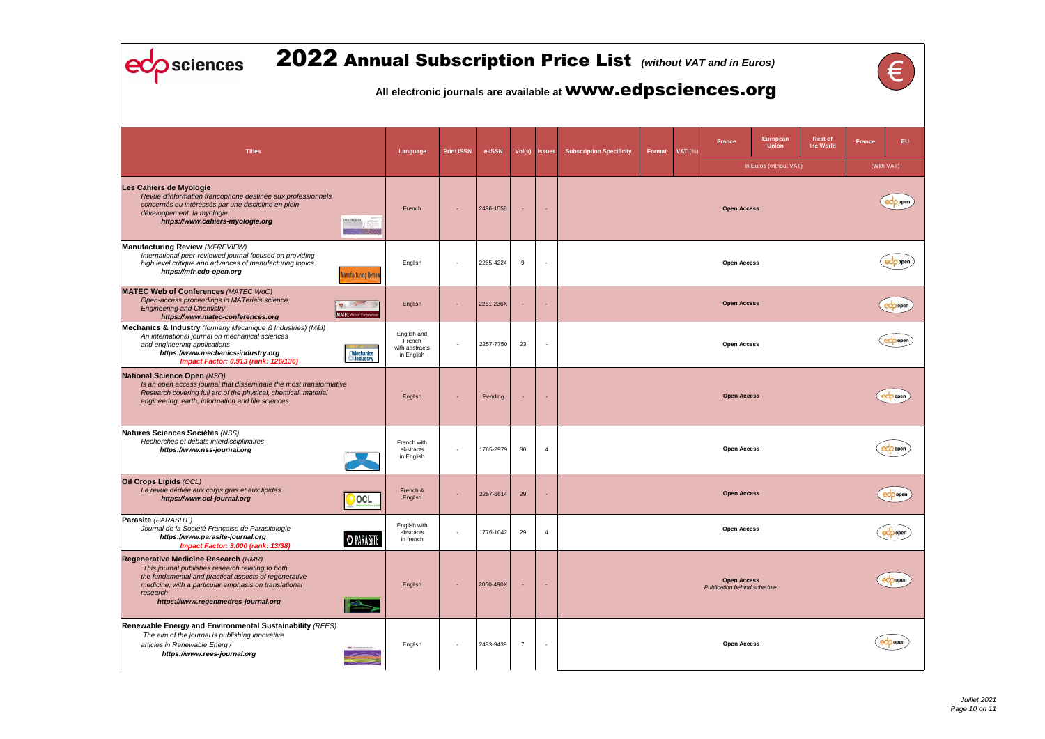# 2022 Annual Subscription Price List *(without VAT and in Euros)*

## All electronic journals are available at www.edpsciences.org

| Titles | Language | Print ISSN | e-ISSN | Vol(s) | Issues | Subscription Specificity | Format | VAT (%) | France | European Union | Rest of the World | France | EU |
|---|---|---|---|---|---|---|---|---|---|---|---|---|---|
| | | | | | | | | | in Euros (without VAT) | | | (With VAT) | |
| **Les Cahiers de Myologie** *Revue d'information francophone destinée aux professionnels concernés ou intéréssés par une discipline en plein développement, la myologie* ***https://www.cahiers-myologie.org*** | French | - | 2496-1558 | - | - | Open Access | | | | | | | edp open |
| **Manufacturing Review** *(MFREVIEW)* *International peer-reviewed journal focused on providing high level critique and advances of manufacturing topics* ***https://mfr.edp-open.org*** | English | - | 2265-4224 | 9 | - | Open Access | | | | | | | edp open |
| **MATEC Web of Conferences** *(MATEC WoC)* *Open-access proceedings in MATerials science, Engineering and Chemistry* ***https://www.matec-conferences.org*** | English | - | 2261-236X | - | - | Open Access | | | | | | | edp open |
| **Mechanics & Industry** *(formerly Mécanique & Industries) (M&I)* *An international journal on mechanical sciences and engineering applications* ***https://www.mechanics-industry.org*** ***Impact Factor: 0.913 (rank: 126/136)*** | English and French with abstracts in English | - | 2257-7750 | 23 | - | Open Access | | | | | | | edp open |
| **National Science Open** *(NSO)* *Is an open access journal that disseminate the most transformative Research covering full arc of the physical, chemical, material engineering, earth, information and life sciences* | English | - | Pending | - | - | Open Access | | | | | | | edp open |
| **Natures Sciences Sociétés** *(NSS)* *Recherches et débats interdisciplinaires* ***https://www.nss-journal.org*** | French with abstracts in English | - | 1765-2979 | 30 | 4 | Open Access | | | | | | | edp open |
| **Oil Crops Lipids** *(OCL)* *La revue dédiée aux corps gras et aux lipides* ***https://www.ocl-journal.org*** | French & English | - | 2257-6614 | 29 | - | Open Access | | | | | | | edp open |
| **Parasite** *(PARASITE)* *Journal de la Société Française de Parasitologie* ***https://www.parasite-journal.org*** ***Impact Factor: 3.000 (rank: 13/38)*** | English with abstracts in french | - | 1776-1042 | 29 | 4 | Open Access | | | | | | | edp open |
| **Regenerative Medicine Research** *(RMR)* *This journal publishes research relating to both the fundamental and practical aspects of regenerative medicine, with a particular emphasis on translational research* ***https://www.regenmedres-journal.org*** | English | - | 2050-490X | - | - | Open Access *Publication behind schedule* | | | | | | | edp open |
| **Renewable Energy and Environmental Sustainability** *(REES)* *The aim of the journal is publishing innovative articles in Renewable Energy* ***https://www.rees-journal.org*** | English | - | 2493-9439 | 7 | - | Open Access | | | | | | | edp open |

*Juillet 2021*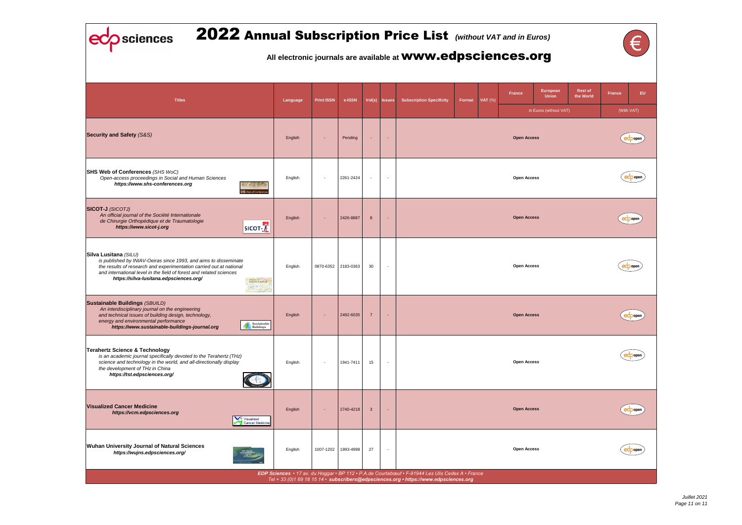# 2022 Annual Subscription Price List *(without VAT and in Euros)*

**All electronic journals are available at www.edpsciences.org**

| Titles | Language | Print ISSN | e-ISSN | Vol(s) | Issues | Subscription Specificity | Format | VAT (%) | France | European Union | Rest of the World | France | EU |
|---|---|---|---|---|---|---|---|---|---|---|---|---|---|
| | | | | | | | | | | in Euros (without VAT) | | (With VAT) | |
| **Security and Safety** *(S&S)* | Englsih | - | Pending | - | - | Open Access | | | | | | open | |
| **SHS Web of Conferences** *(SHS WoC)* *Open-access proceedings in Social and Human Sciences* ***https://www.shs-conferences.org*** | English | - | 2261-2424 | - | - | Open Access | | | | | | open | |
| **SICOT-J** *(SICOTJ)* *An official journal of the Société Internationale de Chirurgie Orthopédique et de Traumatologie* ***https://www.sicot-j.org*** | English | - | 2426-8887 | 8 | - | Open Access | | | | | | open | |
| **Silva Lusitana** *(SILU)* *is published by INIAV-Oeiras since 1993, and aims to disseminate the results of research and experimentation carried out at national and international level in the field of forest and related sciences* ***https://silva-lusitana.edpsciences.org/*** | English | 0870-6352 | 2183-0363 | 30 | - | Open Access | | | | | | open | |
| **Sustainable Buildings** *(SBUILD)* *An interdisciplinary journal on the engineering and technical issues of building design, technology, energy and environmental performance* ***https://www.sustainable-buildings-journal.org*** | English | - | 2492-6035 | 7 | - | Open Access | | | | | | open | |
| **Terahertz Science & Technology** *is an academic journal specifically devoted to the Terahertz (THz) science and technology in the world, and all-directionally display the development of THz in China* ***https://tst.edpsciences.org/*** | English | - | 1941-7411 | 15 | - | Open Access | | | | | | open | |
| **Visualized Cancer Medicine** ***https://vcm.edpsciences.org*** | English | - | 2740-4218 | 3 | - | Open Access | | | | | | open | |
| **Wuhan University Journal of Natural Sciences** ***https://wujns.edpsciences.org/*** | English | 1007-1202 | 1993-4998 | 27 | - | Open Access | | | | | | open | |

***EDP Sciences** • 17 av. du Hoggar • BP 112 • P.A.de Courtabœuf • F-91944 Les Ulis Cedex A • France*
*Tel + 33 (0)1 69 18 15 14 • **subscribers@edpsciences.org • https://www.edpsciences.org***

*Juillet 2021*